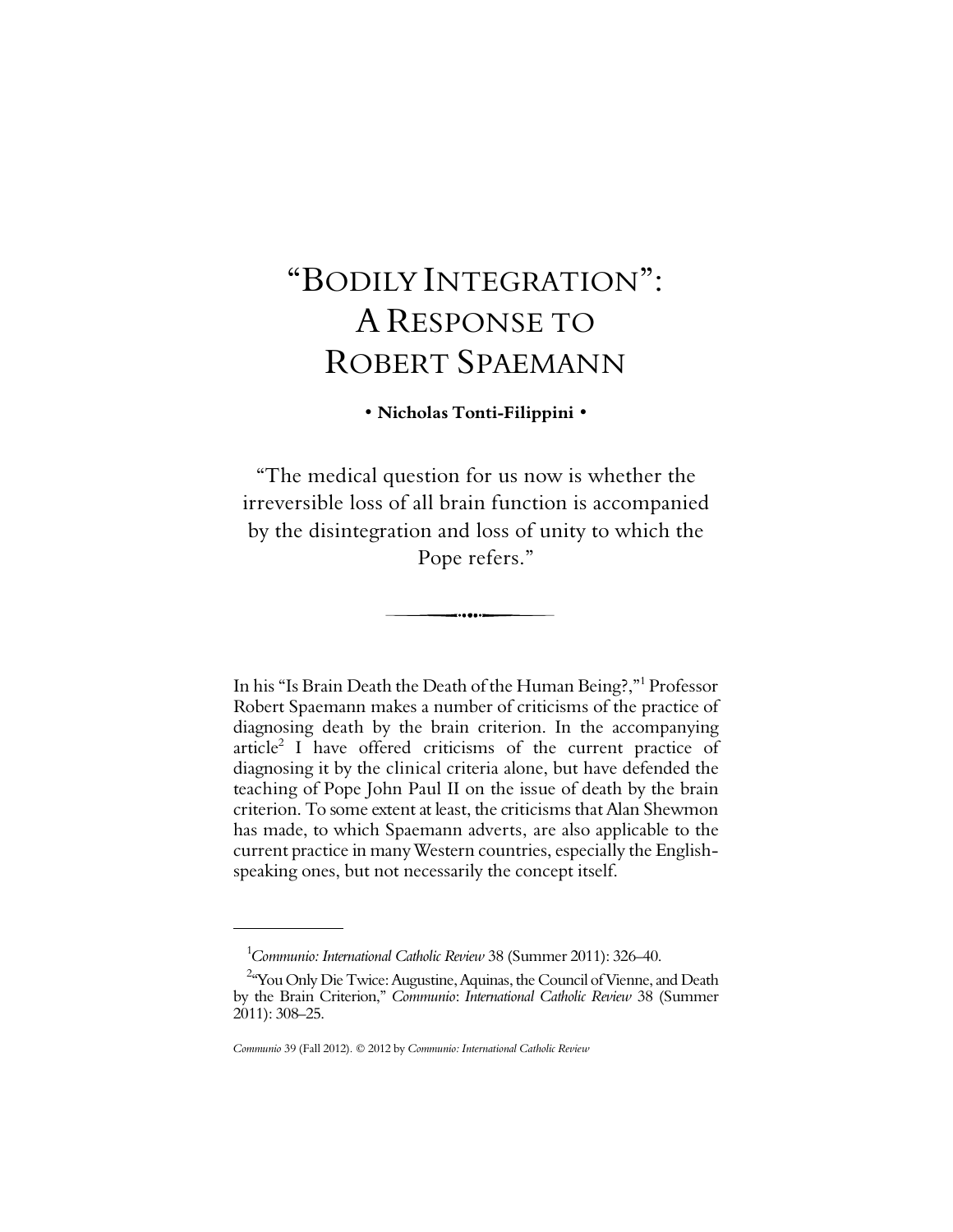# "BODILY INTEGRATION": A RESPONSE TO ROBERT SPAEMANN

**• Nicholas Tonti-Filippini •**

"The medical question for us now is whether the irreversible loss of all brain function is accompanied by the disintegration and loss of unity to which the Pope refers."

In his "Is Brain Death the Death of the Human Being?,"[1] Professor Robert Spaemann makes a number of criticisms of the practice of diagnosing death by the brain criterion. In the accompanying article[2] I have offered criticisms of the current practice of diagnosing it by the clinical criteria alone, but have defended the teaching of Pope John Paul II on the issue of death by the brain criterion. To some extent at least, the criticisms that Alan Shewmon has made, to which Spaemann adverts, are also applicable to the current practice in many Western countries, especially the English-speaking ones, but not necessarily the concept itself.

---

[1] *Communio: International Catholic Review* 38 (Summer 2011): 326–40.

[2] "You Only Die Twice: Augustine, Aquinas, the Council of Vienne, and Death by the Brain Criterion," *Communio*: *International Catholic Review* 38 (Summer 2011): 308–25.

*Communio* 39 (Fall 2012). © 2012 by *Communio: International Catholic Review*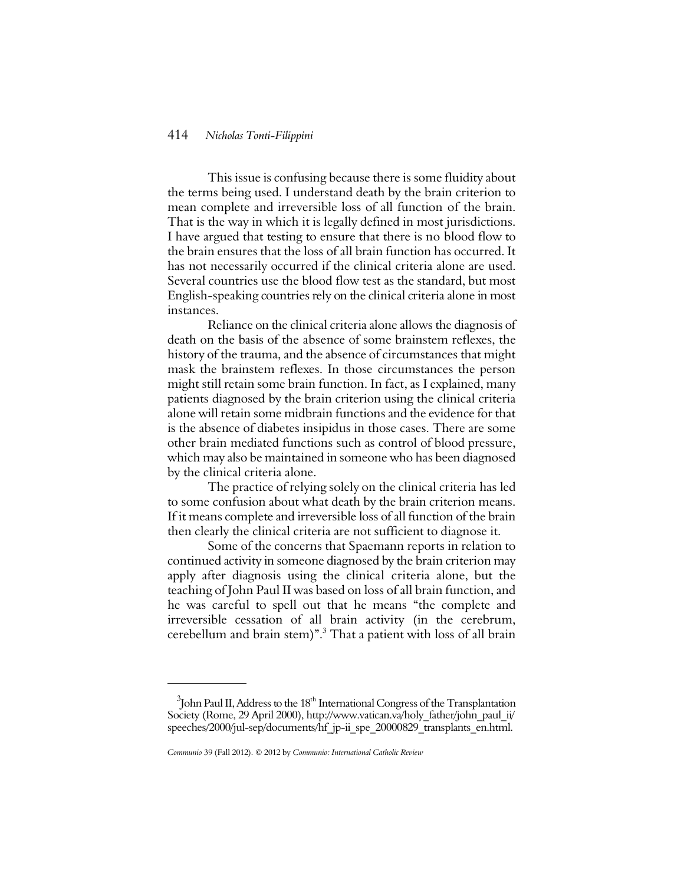This issue is confusing because there is some fluidity about the terms being used. I understand death by the brain criterion to mean complete and irreversible loss of all function of the brain. That is the way in which it is legally defined in most jurisdictions. I have argued that testing to ensure that there is no blood flow to the brain ensures that the loss of all brain function has occurred. It has not necessarily occurred if the clinical criteria alone are used. Several countries use the blood flow test as the standard, but most English-speaking countries rely on the clinical criteria alone in most instances.

Reliance on the clinical criteria alone allows the diagnosis of death on the basis of the absence of some brainstem reflexes, the history of the trauma, and the absence of circumstances that might mask the brainstem reflexes. In those circumstances the person might still retain some brain function. In fact, as I explained, many patients diagnosed by the brain criterion using the clinical criteria alone will retain some midbrain functions and the evidence for that is the absence of diabetes insipidus in those cases. There are some other brain mediated functions such as control of blood pressure, which may also be maintained in someone who has been diagnosed by the clinical criteria alone.

The practice of relying solely on the clinical criteria has led to some confusion about what death by the brain criterion means. If it means complete and irreversible loss of all function of the brain then clearly the clinical criteria are not sufficient to diagnose it.

Some of the concerns that Spaemann reports in relation to continued activity in someone diagnosed by the brain criterion may apply after diagnosis using the clinical criteria alone, but the teaching of John Paul II was based on loss of all brain function, and he was careful to spell out that he means "the complete and irreversible cessation of all brain activity (in the cerebrum, cerebellum and brain stem)".[3] That a patient with loss of all brain

[3] John Paul II, Address to the 18th International Congress of the Transplantation Society (Rome, 29 April 2000), http://www.vatican.va/holy_father/john_paul_ii/speeches/2000/jul-sep/documents/hf_jp-ii_spe_20000829_transplants_en.html.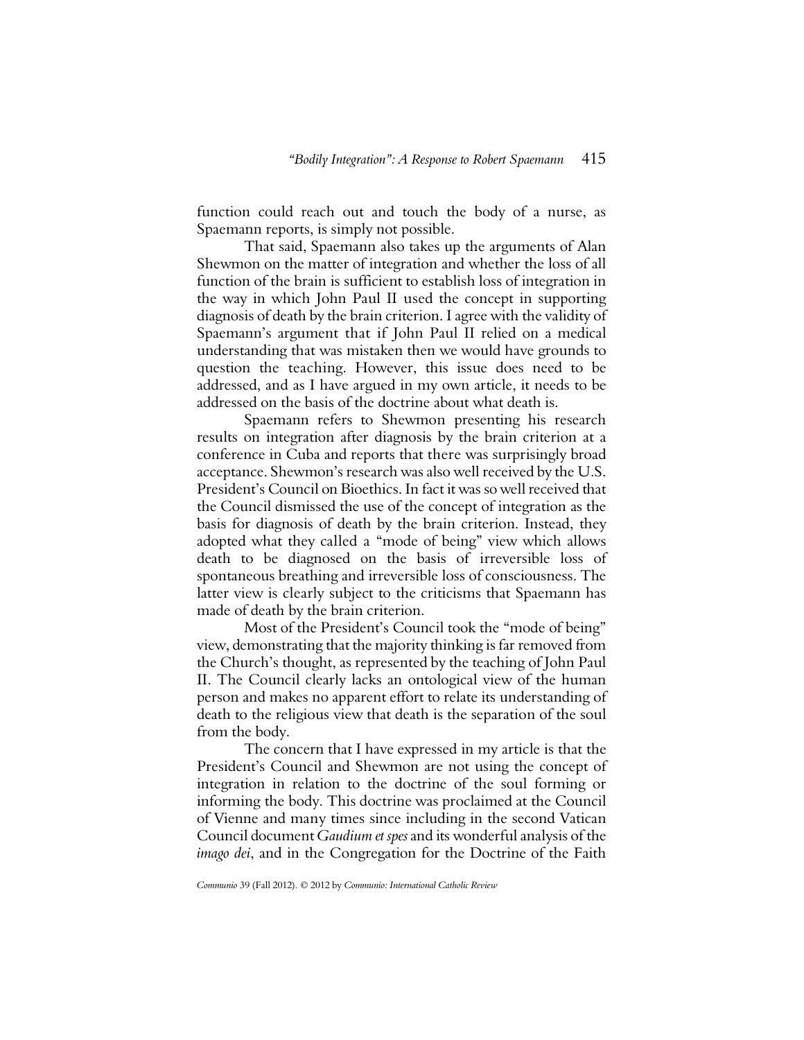function could reach out and touch the body of a nurse, as Spaemann reports, is simply not possible.

That said, Spaemann also takes up the arguments of Alan Shewmon on the matter of integration and whether the loss of all function of the brain is sufficient to establish loss of integration in the way in which John Paul II used the concept in supporting diagnosis of death by the brain criterion. I agree with the validity of Spaemann's argument that if John Paul II relied on a medical understanding that was mistaken then we would have grounds to question the teaching. However, this issue does need to be addressed, and as I have argued in my own article, it needs to be addressed on the basis of the doctrine about what death is.

Spaemann refers to Shewmon presenting his research results on integration after diagnosis by the brain criterion at a conference in Cuba and reports that there was surprisingly broad acceptance. Shewmon's research was also well received by the U.S. President's Council on Bioethics. In fact it was so well received that the Council dismissed the use of the concept of integration as the basis for diagnosis of death by the brain criterion. Instead, they adopted what they called a "mode of being" view which allows death to be diagnosed on the basis of irreversible loss of spontaneous breathing and irreversible loss of consciousness. The latter view is clearly subject to the criticisms that Spaemann has made of death by the brain criterion.

Most of the President's Council took the "mode of being" view, demonstrating that the majority thinking is far removed from the Church's thought, as represented by the teaching of John Paul II. The Council clearly lacks an ontological view of the human person and makes no apparent effort to relate its understanding of death to the religious view that death is the separation of the soul from the body.

The concern that I have expressed in my article is that the President's Council and Shewmon are not using the concept of integration in relation to the doctrine of the soul forming or informing the body. This doctrine was proclaimed at the Council of Vienne and many times since including in the second Vatican Council document *Gaudium et spes* and its wonderful analysis of the *imago dei*, and in the Congregation for the Doctrine of the Faith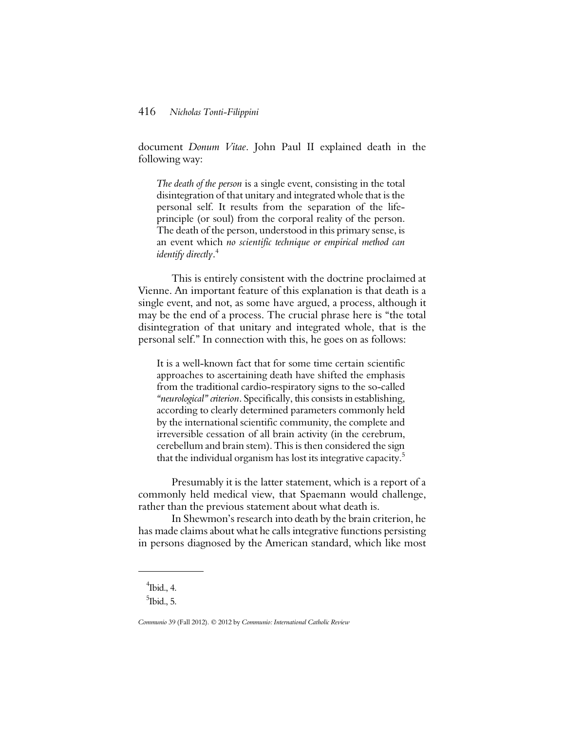document *Donum Vitae*. John Paul II explained death in the following way:

> *The death of the person* is a single event, consisting in the total disintegration of that unitary and integrated whole that is the personal self. It results from the separation of the life-principle (or soul) from the corporal reality of the person. The death of the person, understood in this primary sense, is an event which *no scientific technique or empirical method can identify directly*.[4]

This is entirely consistent with the doctrine proclaimed at Vienne. An important feature of this explanation is that death is a single event, and not, as some have argued, a process, although it may be the end of a process. The crucial phrase here is "the total disintegration of that unitary and integrated whole, that is the personal self." In connection with this, he goes on as follows:

> It is a well-known fact that for some time certain scientific approaches to ascertaining death have shifted the emphasis from the traditional cardio-respiratory signs to the so-called *"neurological" criterion*. Specifically, this consists in establishing, according to clearly determined parameters commonly held by the international scientific community, the complete and irreversible cessation of all brain activity (in the cerebrum, cerebellum and brain stem). This is then considered the sign that the individual organism has lost its integrative capacity.[5]

Presumably it is the latter statement, which is a report of a commonly held medical view, that Spaemann would challenge, rather than the previous statement about what death is.

In Shewmon's research into death by the brain criterion, he has made claims about what he calls integrative functions persisting in persons diagnosed by the American standard, which like most

---

[4] Ibid., 4.

[5] Ibid., 5.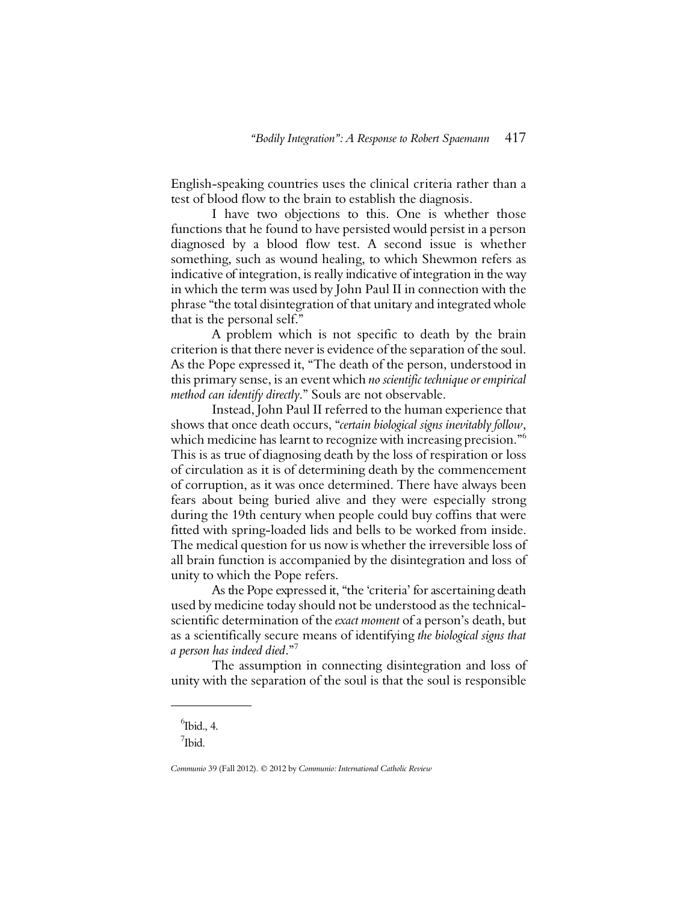English-speaking countries uses the clinical criteria rather than a test of blood flow to the brain to establish the diagnosis.

I have two objections to this. One is whether those functions that he found to have persisted would persist in a person diagnosed by a blood flow test. A second issue is whether something, such as wound healing, to which Shewmon refers as indicative of integration, is really indicative of integration in the way in which the term was used by John Paul II in connection with the phrase "the total disintegration of that unitary and integrated whole that is the personal self."

A problem which is not specific to death by the brain criterion is that there never is evidence of the separation of the soul. As the Pope expressed it, "The death of the person, understood in this primary sense, is an event which *no scientific technique or empirical method can identify directly*." Souls are not observable.

Instead, John Paul II referred to the human experience that shows that once death occurs, "*certain biological signs inevitably follow*, which medicine has learnt to recognize with increasing precision."[6] This is as true of diagnosing death by the loss of respiration or loss of circulation as it is of determining death by the commencement of corruption, as it was once determined. There have always been fears about being buried alive and they were especially strong during the 19th century when people could buy coffins that were fitted with spring-loaded lids and bells to be worked from inside. The medical question for us now is whether the irreversible loss of all brain function is accompanied by the disintegration and loss of unity to which the Pope refers.

As the Pope expressed it, "the 'criteria' for ascertaining death used by medicine today should not be understood as the technical-scientific determination of the *exact moment* of a person's death, but as a scientifically secure means of identifying *the biological signs that a person has indeed died*."[7]

The assumption in connecting disintegration and loss of unity with the separation of the soul is that the soul is responsible

---

[6] Ibid., 4.

[7] Ibid.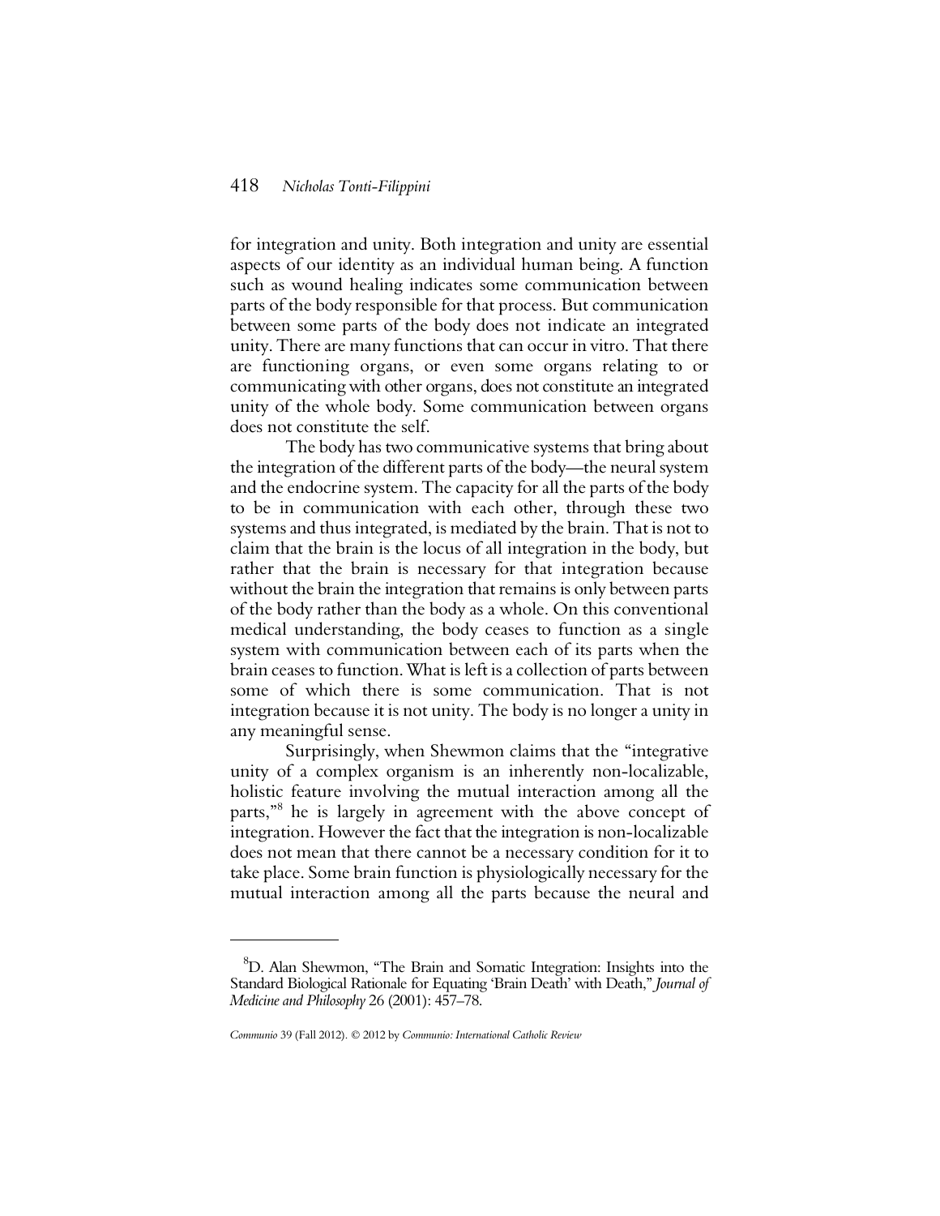for integration and unity. Both integration and unity are essential aspects of our identity as an individual human being. A function such as wound healing indicates some communication between parts of the body responsible for that process. But communication between some parts of the body does not indicate an integrated unity. There are many functions that can occur in vitro. That there are functioning organs, or even some organs relating to or communicating with other organs, does not constitute an integrated unity of the whole body. Some communication between organs does not constitute the self.

The body has two communicative systems that bring about the integration of the different parts of the body—the neural system and the endocrine system. The capacity for all the parts of the body to be in communication with each other, through these two systems and thus integrated, is mediated by the brain. That is not to claim that the brain is the locus of all integration in the body, but rather that the brain is necessary for that integration because without the brain the integration that remains is only between parts of the body rather than the body as a whole. On this conventional medical understanding, the body ceases to function as a single system with communication between each of its parts when the brain ceases to function. What is left is a collection of parts between some of which there is some communication. That is not integration because it is not unity. The body is no longer a unity in any meaningful sense.

Surprisingly, when Shewmon claims that the "integrative unity of a complex organism is an inherently non-localizable, holistic feature involving the mutual interaction among all the parts,"[8] he is largely in agreement with the above concept of integration. However the fact that the integration is non-localizable does not mean that there cannot be a necessary condition for it to take place. Some brain function is physiologically necessary for the mutual interaction among all the parts because the neural and

---

[8] D. Alan Shewmon, "The Brain and Somatic Integration: Insights into the Standard Biological Rationale for Equating 'Brain Death' with Death," *Journal of Medicine and Philosophy* 26 (2001): 457–78.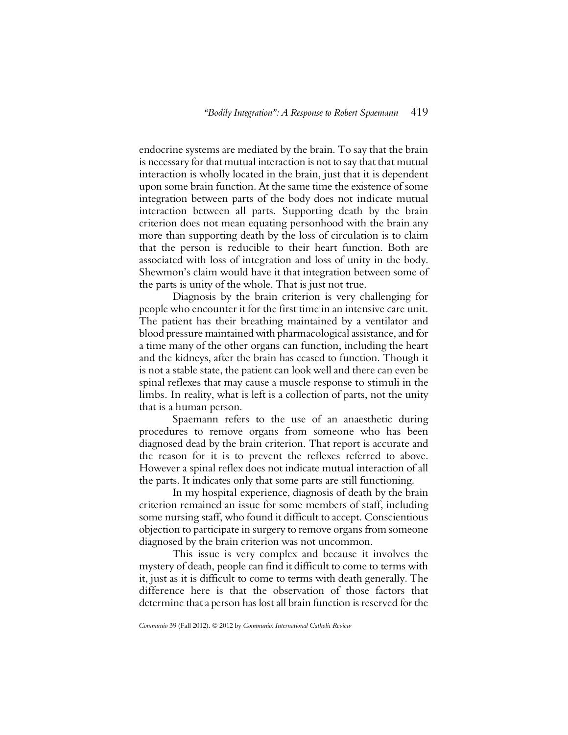endocrine systems are mediated by the brain. To say that the brain is necessary for that mutual interaction is not to say that that mutual interaction is wholly located in the brain, just that it is dependent upon some brain function. At the same time the existence of some integration between parts of the body does not indicate mutual interaction between all parts. Supporting death by the brain criterion does not mean equating personhood with the brain any more than supporting death by the loss of circulation is to claim that the person is reducible to their heart function. Both are associated with loss of integration and loss of unity in the body. Shewmon's claim would have it that integration between some of the parts is unity of the whole. That is just not true.

Diagnosis by the brain criterion is very challenging for people who encounter it for the first time in an intensive care unit. The patient has their breathing maintained by a ventilator and blood pressure maintained with pharmacological assistance, and for a time many of the other organs can function, including the heart and the kidneys, after the brain has ceased to function. Though it is not a stable state, the patient can look well and there can even be spinal reflexes that may cause a muscle response to stimuli in the limbs. In reality, what is left is a collection of parts, not the unity that is a human person.

Spaemann refers to the use of an anaesthetic during procedures to remove organs from someone who has been diagnosed dead by the brain criterion. That report is accurate and the reason for it is to prevent the reflexes referred to above. However a spinal reflex does not indicate mutual interaction of all the parts. It indicates only that some parts are still functioning.

In my hospital experience, diagnosis of death by the brain criterion remained an issue for some members of staff, including some nursing staff, who found it difficult to accept. Conscientious objection to participate in surgery to remove organs from someone diagnosed by the brain criterion was not uncommon.

This issue is very complex and because it involves the mystery of death, people can find it difficult to come to terms with it, just as it is difficult to come to terms with death generally. The difference here is that the observation of those factors that determine that a person has lost all brain function is reserved for the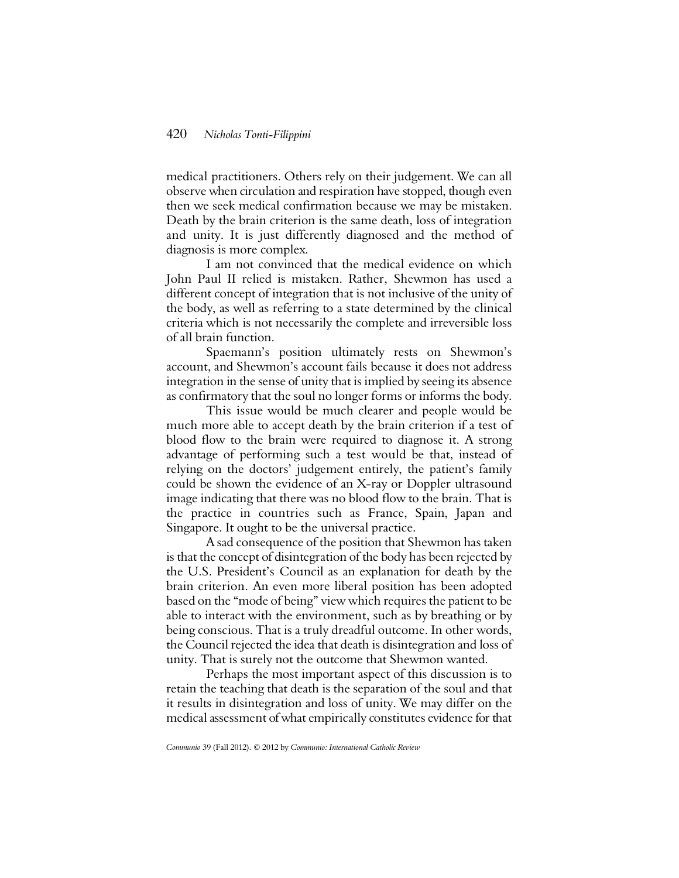medical practitioners. Others rely on their judgement. We can all observe when circulation and respiration have stopped, though even then we seek medical confirmation because we may be mistaken. Death by the brain criterion is the same death, loss of integration and unity. It is just differently diagnosed and the method of diagnosis is more complex.

I am not convinced that the medical evidence on which John Paul II relied is mistaken. Rather, Shewmon has used a different concept of integration that is not inclusive of the unity of the body, as well as referring to a state determined by the clinical criteria which is not necessarily the complete and irreversible loss of all brain function.

Spaemann's position ultimately rests on Shewmon's account, and Shewmon's account fails because it does not address integration in the sense of unity that is implied by seeing its absence as confirmatory that the soul no longer forms or informs the body.

This issue would be much clearer and people would be much more able to accept death by the brain criterion if a test of blood flow to the brain were required to diagnose it. A strong advantage of performing such a test would be that, instead of relying on the doctors' judgement entirely, the patient's family could be shown the evidence of an X-ray or Doppler ultrasound image indicating that there was no blood flow to the brain. That is the practice in countries such as France, Spain, Japan and Singapore. It ought to be the universal practice.

A sad consequence of the position that Shewmon has taken is that the concept of disintegration of the body has been rejected by the U.S. President's Council as an explanation for death by the brain criterion. An even more liberal position has been adopted based on the "mode of being" view which requires the patient to be able to interact with the environment, such as by breathing or by being conscious. That is a truly dreadful outcome. In other words, the Council rejected the idea that death is disintegration and loss of unity. That is surely not the outcome that Shewmon wanted.

Perhaps the most important aspect of this discussion is to retain the teaching that death is the separation of the soul and that it results in disintegration and loss of unity. We may differ on the medical assessment of what empirically constitutes evidence for that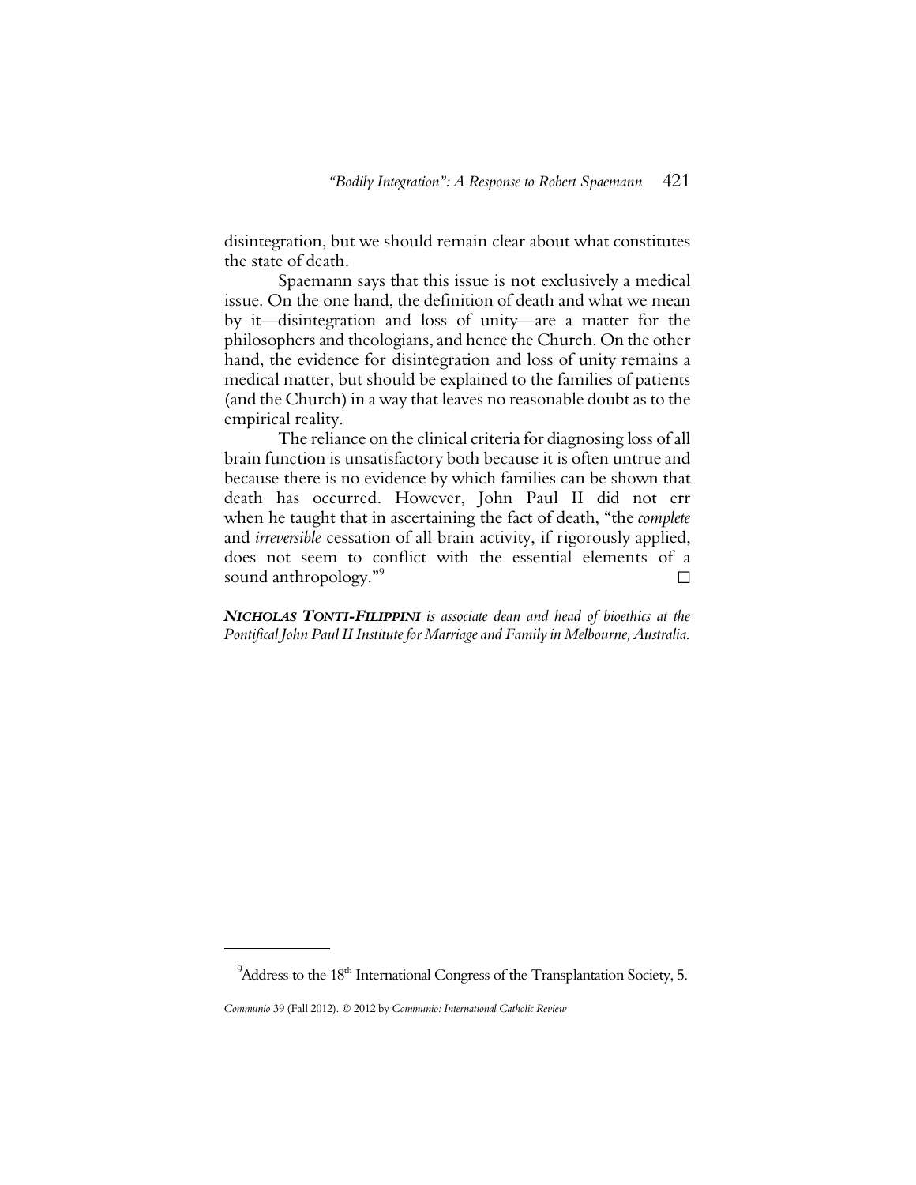disintegration, but we should remain clear about what constitutes the state of death.

Spaemann says that this issue is not exclusively a medical issue. On the one hand, the definition of death and what we mean by it—disintegration and loss of unity—are a matter for the philosophers and theologians, and hence the Church. On the other hand, the evidence for disintegration and loss of unity remains a medical matter, but should be explained to the families of patients (and the Church) in a way that leaves no reasonable doubt as to the empirical reality.

The reliance on the clinical criteria for diagnosing loss of all brain function is unsatisfactory both because it is often untrue and because there is no evidence by which families can be shown that death has occurred. However, John Paul II did not err when he taught that in ascertaining the fact of death, "the *complete* and *irreversible* cessation of all brain activity, if rigorously applied, does not seem to conflict with the essential elements of a sound anthropology."[9] □

***NICHOLAS TONTI-FILIPPINI*** *is associate dean and head of bioethics at the Pontifical John Paul II Institute for Marriage and Family in Melbourne, Australia.*

---

[9] Address to the 18th International Congress of the Transplantation Society, 5.

*Communio* 39 (Fall 2012). © 2012 by *Communio: International Catholic Review*